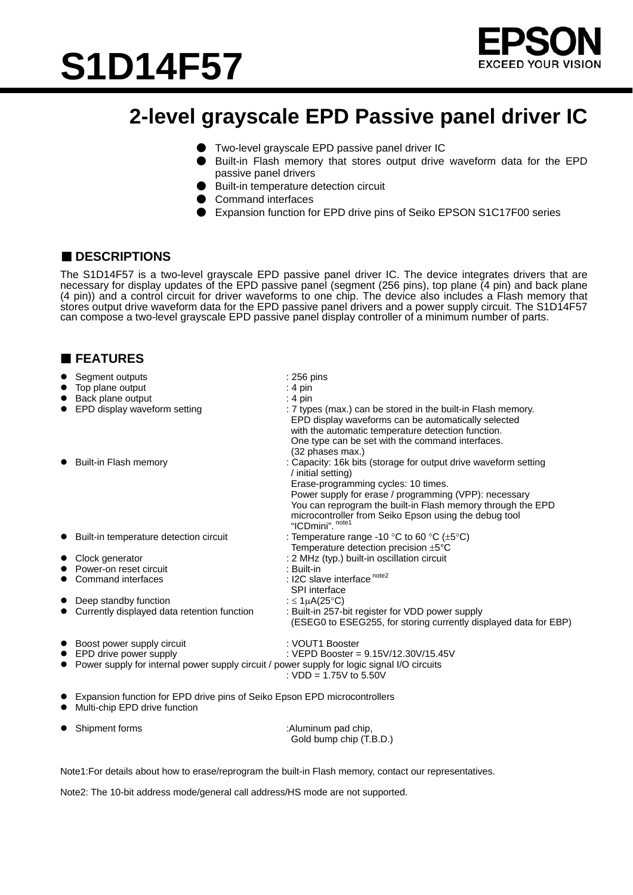# S1D14F57

EPSON
EXCEED YOUR VISION

## 2-level grayscale EPD Passive panel driver IC

- Two-level grayscale EPD passive panel driver IC
- Built-in Flash memory that stores output drive waveform data for the EPD passive panel drivers
- Built-in temperature detection circuit
- Command interfaces
- Expansion function for EPD drive pins of Seiko EPSON S1C17F00 series

### ■ DESCRIPTIONS

The S1D14F57 is a two-level grayscale EPD passive panel driver IC. The device integrates drivers that are necessary for display updates of the EPD passive panel (segment (256 pins), top plane (4 pin) and back plane (4 pin)) and a control circuit for driver waveforms to one chip. The device also includes a Flash memory that stores output drive waveform data for the EPD passive panel drivers and a power supply circuit. The S1D14F57 can compose a two-level grayscale EPD passive panel display controller of a minimum number of parts.

### ■ FEATURES

- Segment outputs : 256 pins
- Top plane output : 4 pin
- Back plane output : 4 pin
- EPD display waveform setting : 7 types (max.) can be stored in the built-in Flash memory.
  EPD display waveforms can be automatically selected with the automatic temperature detection function.
  One type can be set with the command interfaces.
  (32 phases max.)
- Built-in Flash memory : Capacity: 16k bits (storage for output drive waveform setting / initial setting)
  Erase-programming cycles: 10 times.
  Power supply for erase / programming (VPP): necessary
  You can reprogram the built-in Flash memory through the EPD microcontroller from Seiko Epson using the debug tool "ICDmini". note1
- Built-in temperature detection circuit : Temperature range -10 °C to 60 °C (±5°C)
  Temperature detection precision ±5°C
- Clock generator : 2 MHz (typ.) built-in oscillation circuit
- Power-on reset circuit : Built-in
- Command interfaces : I2C slave interface note2
  SPI interface
- Deep standby function : ≤ 1μA(25°C)
- Currently displayed data retention function : Built-in 257-bit register for VDD power supply
  (ESEG0 to ESEG255, for storing currently displayed data for EBP)

- Boost power supply circuit : VOUT1 Booster
- EPD drive power supply : VEPD Booster = 9.15V/12.30V/15.45V
- Power supply for internal power supply circuit / power supply for logic signal I/O circuits
  : VDD = 1.75V to 5.50V

- Expansion function for EPD drive pins of Seiko Epson EPD microcontrollers
- Multi-chip EPD drive function

- Shipment forms :Aluminum pad chip,
  Gold bump chip (T.B.D.)

Note1:For details about how to erase/reprogram the built-in Flash memory, contact our representatives.

Note2: The 10-bit address mode/general call address/HS mode are not supported.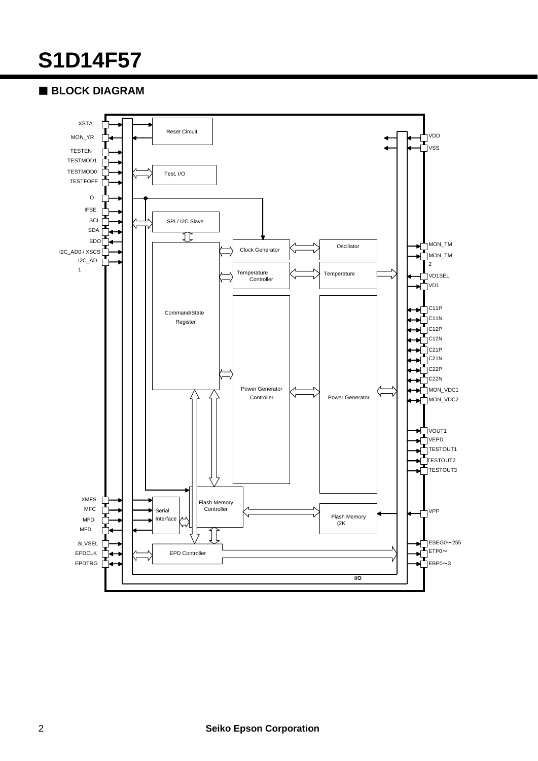## ■ BLOCK DIAGRAM

XSTA
MON_YR
TESTEN
TESTMOD1
TESTMOD0
TESTFOFF
O
IFSE
SCL
SDA
SDO
I2C_AD0 / XSCS
I2C_AD
1

Reset Circuit

Test, I/O

SPI / I2C Slave

Command/State
Register

Clock Generator

Oscillator

Temperature
Controller

Temperature

Power Generator
Controller

Power Generator

Flash Memory
Controller

Flash Memory
(2K

Serial
Interface

EPD Controller

XMFS
MFC
MFD
MFD
SLVSEL
EPDCLK
EPDTRG

VDD
VSS
MON_TM
MON_TM
2
VD1SEL
VD1
C11P
C11N
C12P
C12N
C21P
C21N
C22P
C22N
MON_VDC1
MON_VDC2
VOUT1
VEPD
TESTOUT1
TESTOUT2
TESTOUT3
VPP
ESEG0〜255
ETP0〜
EBP0〜3

I/O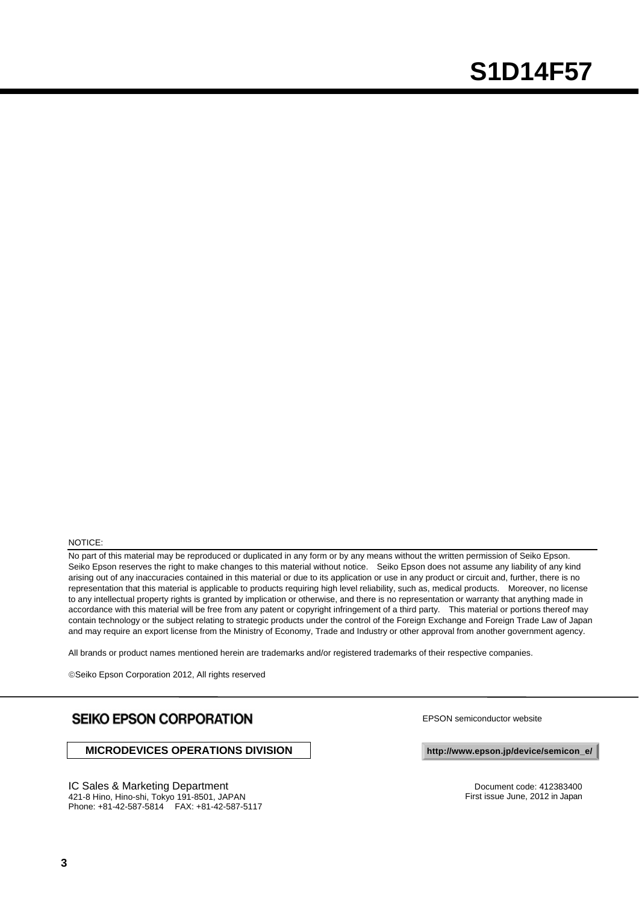# S1D14F57

NOTICE:

No part of this material may be reproduced or duplicated in any form or by any means without the written permission of Seiko Epson. Seiko Epson reserves the right to make changes to this material without notice. Seiko Epson does not assume any liability of any kind arising out of any inaccuracies contained in this material or due to its application or use in any product or circuit and, further, there is no representation that this material is applicable to products requiring high level reliability, such as, medical products. Moreover, no license to any intellectual property rights is granted by implication or otherwise, and there is no representation or warranty that anything made in accordance with this material will be free from any patent or copyright infringement of a third party. This material or portions thereof may contain technology or the subject relating to strategic products under the control of the Foreign Exchange and Foreign Trade Law of Japan and may require an export license from the Ministry of Economy, Trade and Industry or other approval from another government agency.

All brands or product names mentioned herein are trademarks and/or registered trademarks of their respective companies.

©Seiko Epson Corporation 2012, All rights reserved

**SEIKO EPSON CORPORATION**

**MICRODEVICES OPERATIONS DIVISION**

IC Sales & Marketing Department
421-8 Hino, Hino-shi, Tokyo 191-8501, JAPAN
Phone: +81-42-587-5814 FAX: +81-42-587-5117

EPSON semiconductor website

**http://www.epson.jp/device/semicon_e/**

Document code: 412383400
First issue June, 2012 in Japan